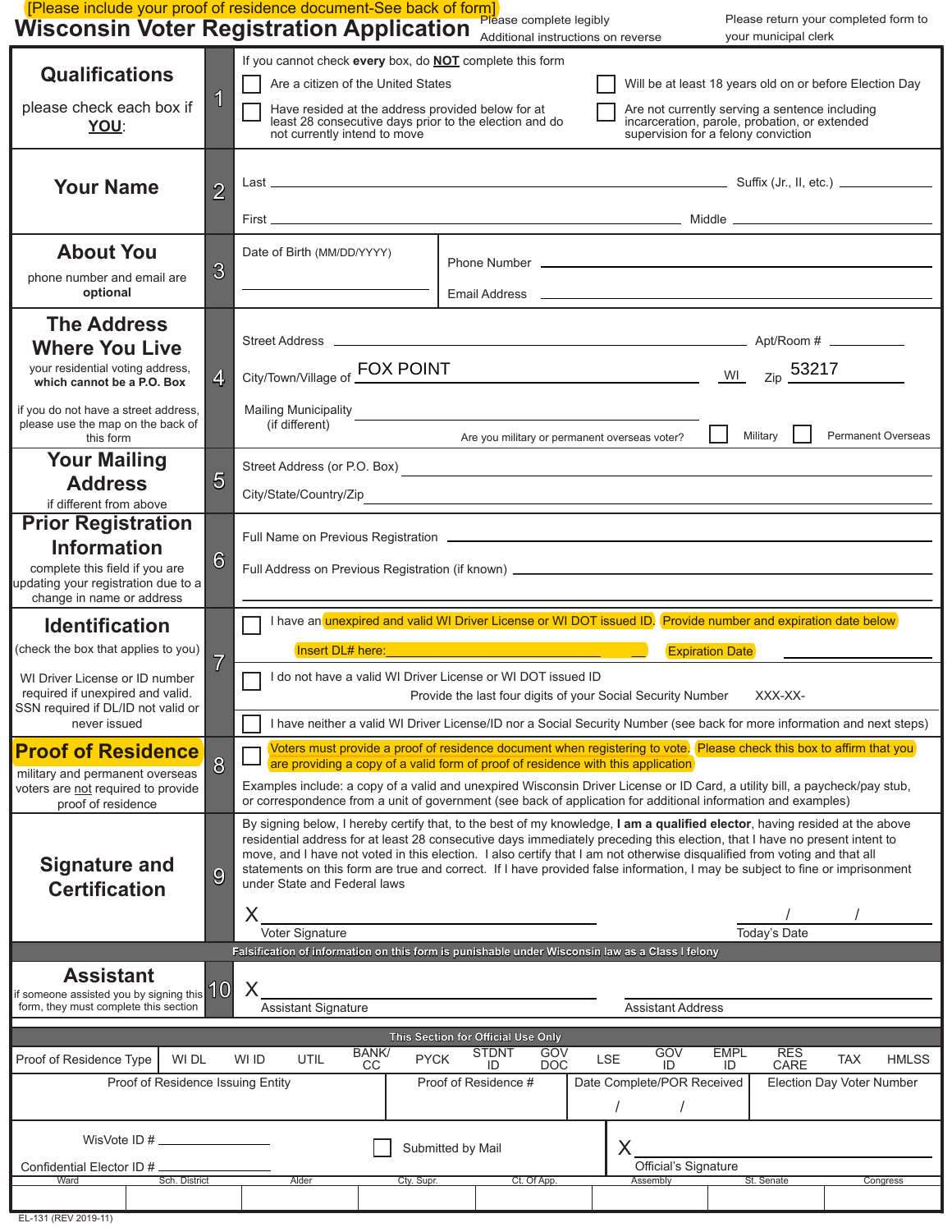[Please include your proof of residence document-See back of form]

# Wisconsin Voter Registration Application

Please complete legibly
Additional instructions on reverse

Please return your completed form to your municipal clerk

## 1 Qualifications

please check each box if **YOU**:

If you cannot check **every** box, do **NOT** complete this form

☐ Are a citizen of the United States

☐ Will be at least 18 years old on or before Election Day

☐ Have resided at the address provided below for at least 28 consecutive days prior to the election and do not currently intend to move

☐ Are not currently serving a sentence including incarceration, parole, probation, or extended supervision for a felony conviction

## 2 Your Name

Last ______________________ Suffix (Jr., II, etc.) ______

First ______________________ Middle ______

## 3 About You

phone number and email are **optional**

Date of Birth (MM/DD/YYYY) ______________

Phone Number ______________

Email Address ______________

## 4 The Address Where You Live

your residential voting address, **which cannot be a P.O. Box**

if you do not have a street address, please use the map on the back of this form

Street Address ______________ Apt/Room # ______

City/Town/Village of FOX POINT WI Zip 53217

Mailing Municipality (if different) ______________

Are you military or permanent overseas voter? ☐ Military ☐ Permanent Overseas

## 5 Your Mailing Address

if different from above

Street Address (or P.O. Box) ______________

City/State/Country/Zip ______________

## 6 Prior Registration Information

complete this field if you are updating your registration due to a change in name or address

Full Name on Previous Registration ______________

Full Address on Previous Registration (if known) ______________

## 7 Identification

(check the box that applies to you)

WI Driver License or ID number required if unexpired and valid. SSN required if DL/ID not valid or never issued

☐ I have an unexpired and valid WI Driver License or WI DOT issued ID. Provide number and expiration date below

Insert DL# here: ______________ Expiration Date ______________

☐ I do not have a valid WI Driver License or WI DOT issued ID

Provide the last four digits of your Social Security Number XXX-XX-

☐ I have neither a valid WI Driver License/ID nor a Social Security Number (see back for more information and next steps)

## 8 Proof of Residence

military and permanent overseas voters are not required to provide proof of residence

☐ Voters must provide a proof of residence document when registering to vote. Please check this box to affirm that you are providing a copy of a valid form of proof of residence with this application

Examples include: a copy of a valid and unexpired Wisconsin Driver License or ID Card, a utility bill, a paycheck/pay stub, or correspondence from a unit of government (see back of application for additional information and examples)

## 9 Signature and Certification

By signing below, I hereby certify that, to the best of my knowledge, **I am a qualified elector**, having resided at the above residential address for at least 28 consecutive days immediately preceding this election, that I have no present intent to move, and I have not voted in this election. I also certify that I am not otherwise disqualified from voting and that all statements on this form are true and correct. If I have provided false information, I may be subject to fine or imprisonment under State and Federal laws

X ______________ Voter Signature

____/____/____ Today's Date

**Falsification of information on this form is punishable under Wisconsin law as a Class I felony**

## 10 Assistant

if someone assisted you by signing this form, they must complete this section

X ______________ Assistant Signature

______________ Assistant Address

**This Section for Official Use Only**

| Proof of Residence Type | WI DL | WI ID | UTIL | BANK/CC | PYCK | STDNT ID | GOV DOC | LSE | GOV ID | EMPL ID | RES CARE | TAX | HMLSS |
|---|---|---|---|---|---|---|---|---|---|---|---|---|---|

| Proof of Residence Issuing Entity | Proof of Residence # | Date Complete/POR Received | Election Day Voter Number |
|---|---|---|---|
| | | / / | |

WisVote ID # ______________

Confidential Elector ID # ______________

☐ Submitted by Mail

X ______________ Official's Signature

| Ward | Sch. District | Alder | Cty. Supr. | Ct. Of App. | Assembly | St. Senate | Congress |
|---|---|---|---|---|---|---|---|
| | | | | | | | |

EL-131 (REV 2019-11)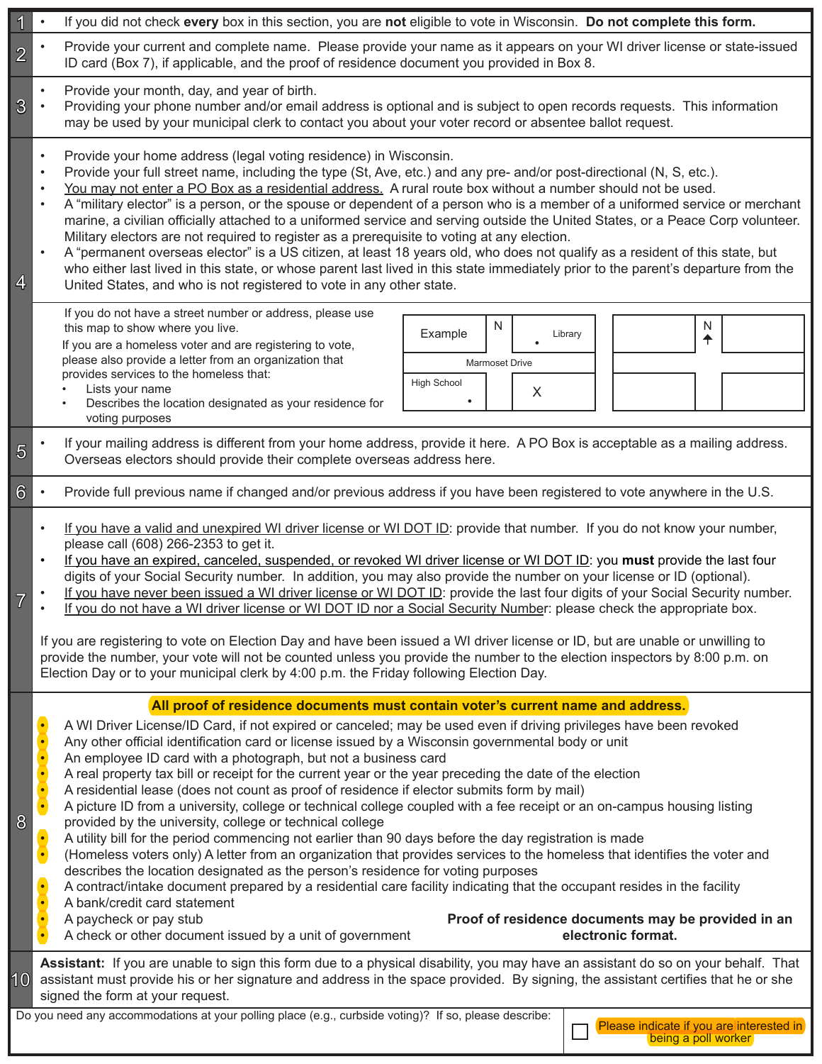**1**

- If you did not check **every** box in this section, you are **not** eligible to vote in Wisconsin. **Do not complete this form.**

**2**

- Provide your current and complete name. Please provide your name as it appears on your WI driver license or state-issued ID card (Box 7), if applicable, and the proof of residence document you provided in Box 8.

**3**

- Provide your month, day, and year of birth.
- Providing your phone number and/or email address is optional and is subject to open records requests. This information may be used by your municipal clerk to contact you about your voter record or absentee ballot request.

**4**

- Provide your home address (legal voting residence) in Wisconsin.
- Provide your full street name, including the type (St, Ave, etc.) and any pre- and/or post-directional (N, S, etc.).
- You may not enter a PO Box as a residential address. A rural route box without a number should not be used.
- A "military elector" is a person, or the spouse or dependent of a person who is a member of a uniformed service or merchant marine, a civilian officially attached to a uniformed service and serving outside the United States, or a Peace Corp volunteer. Military electors are not required to register as a prerequisite to voting at any election.
- A "permanent overseas elector" is a US citizen, at least 18 years old, who does not qualify as a resident of this state, but who either last lived in this state, or whose parent last lived in this state immediately prior to the parent's departure from the United States, and who is not registered to vote in any other state.

If you do not have a street number or address, please use this map to show where you live.

If you are a homeless voter and are registering to vote, please also provide a letter from an organization that provides services to the homeless that:

- Lists your name
- Describes the location designated as your residence for voting purposes

Example

N

Library

Marmoset Drive

High School

X

N

**5**

- If your mailing address is different from your home address, provide it here. A PO Box is acceptable as a mailing address. Overseas electors should provide their complete overseas address here.

**6**

- Provide full previous name if changed and/or previous address if you have been registered to vote anywhere in the U.S.

**7**

- If you have a valid and unexpired WI driver license or WI DOT ID: provide that number. If you do not know your number, please call (608) 266-2353 to get it.
- If you have an expired, canceled, suspended, or revoked WI driver license or WI DOT ID: you **must** provide the last four digits of your Social Security number. In addition, you may also provide the number on your license or ID (optional).
- If you have never been issued a WI driver license or WI DOT ID: provide the last four digits of your Social Security number.
- If you do not have a WI driver license or WI DOT ID nor a Social Security Number: please check the appropriate box.

If you are registering to vote on Election Day and have been issued a WI driver license or ID, but are unable or unwilling to provide the number, your vote will not be counted unless you provide the number to the election inspectors by 8:00 p.m. on Election Day or to your municipal clerk by 4:00 p.m. the Friday following Election Day.

**8**

**All proof of residence documents must contain voter's current name and address.**

- A WI Driver License/ID Card, if not expired or canceled; may be used even if driving privileges have been revoked
- Any other official identification card or license issued by a Wisconsin governmental body or unit
- An employee ID card with a photograph, but not a business card
- A real property tax bill or receipt for the current year or the year preceding the date of the election
- A residential lease (does not count as proof of residence if elector submits form by mail)
- A picture ID from a university, college or technical college coupled with a fee receipt or an on-campus housing listing provided by the university, college or technical college
- A utility bill for the period commencing not earlier than 90 days before the day registration is made
- (Homeless voters only) A letter from an organization that provides services to the homeless that identifies the voter and describes the location designated as the person's residence for voting purposes
- A contract/intake document prepared by a residential care facility indicating that the occupant resides in the facility
- A bank/credit card statement
- A paycheck or pay stub
- A check or other document issued by a unit of government

**Proof of residence documents may be provided in an electronic format.**

**10**

**Assistant:** If you are unable to sign this form due to a physical disability, you may have an assistant do so on your behalf. That assistant must provide his or her signature and address in the space provided. By signing, the assistant certifies that he or she signed the form at your request.

Do you need any accommodations at your polling place (e.g., curbside voting)? If so, please describe:

☐ Please indicate if you are interested in being a poll worker